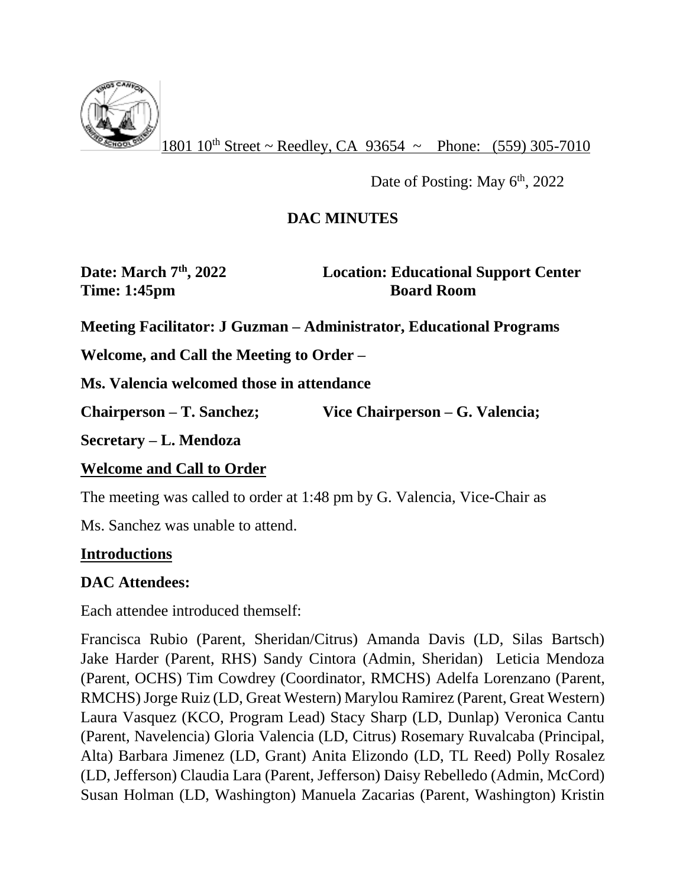1801 10th Street ~ Reedley, CA 93654 ~ Phone: (559) 305-7010

Date of Posting: May 6th, 2022

# DAC MINUTES

**Date: March 7th, 2022** **Location: Educational Support Center**
**Time: 1:45pm** **Board Room**

**Meeting Facilitator: J Guzman – Administrator, Educational Programs**

**Welcome, and Call the Meeting to Order –**

**Ms. Valencia welcomed those in attendance**

**Chairperson – T. Sanchez;** **Vice Chairperson – G. Valencia;**

**Secretary – L. Mendoza**

## Welcome and Call to Order

The meeting was called to order at 1:48 pm by G. Valencia, Vice-Chair as Ms. Sanchez was unable to attend.

## Introductions

**DAC Attendees:**

Each attendee introduced themself:

Francisca Rubio (Parent, Sheridan/Citrus) Amanda Davis (LD, Silas Bartsch) Jake Harder (Parent, RHS) Sandy Cintora (Admin, Sheridan) Leticia Mendoza (Parent, OCHS) Tim Cowdrey (Coordinator, RMCHS) Adelfa Lorenzano (Parent, RMCHS) Jorge Ruiz (LD, Great Western) Marylou Ramirez (Parent, Great Western) Laura Vasquez (KCO, Program Lead) Stacy Sharp (LD, Dunlap) Veronica Cantu (Parent, Navelencia) Gloria Valencia (LD, Citrus) Rosemary Ruvalcaba (Principal, Alta) Barbara Jimenez (LD, Grant) Anita Elizondo (LD, TL Reed) Polly Rosalez (LD, Jefferson) Claudia Lara (Parent, Jefferson) Daisy Rebelledo (Admin, McCord) Susan Holman (LD, Washington) Manuela Zacarias (Parent, Washington) Kristin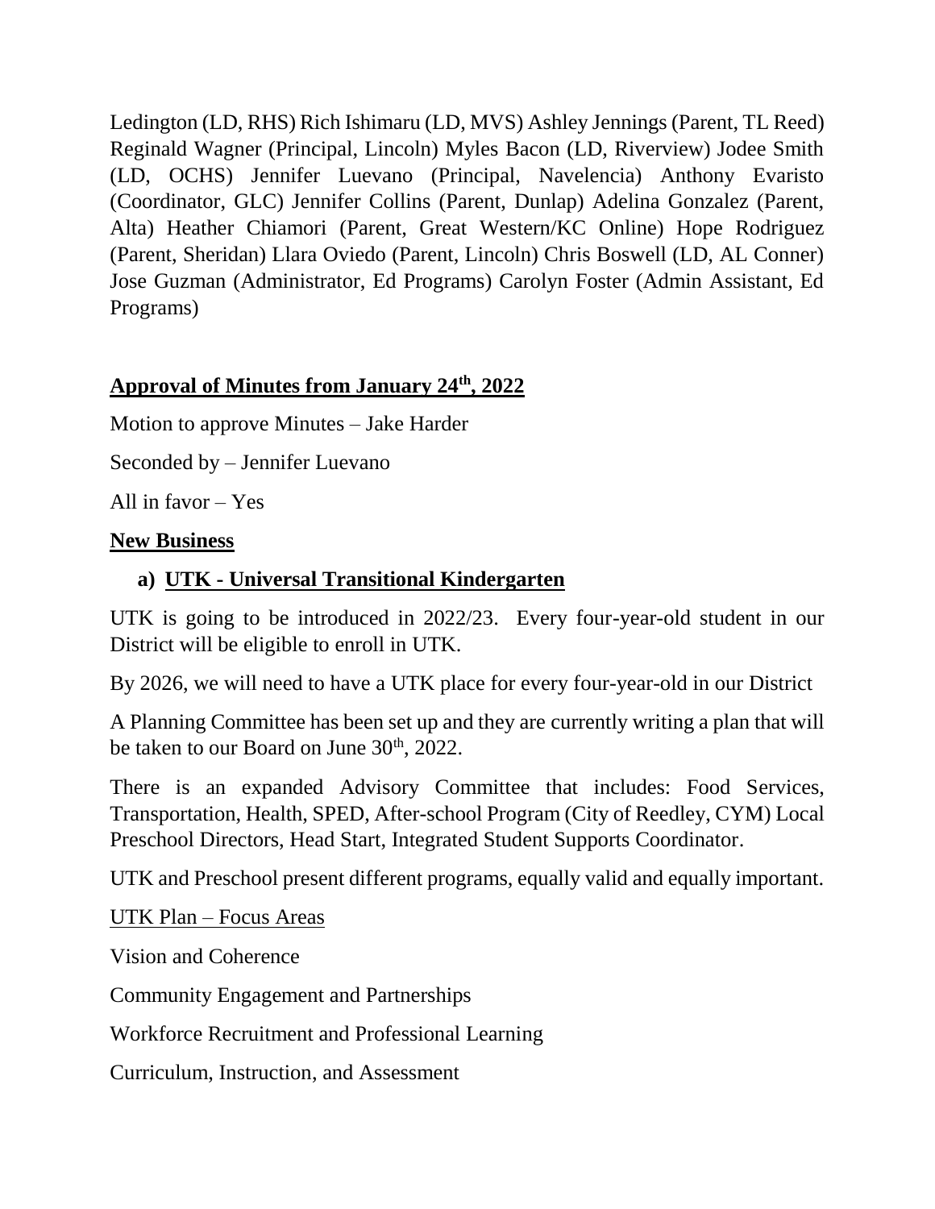Ledington (LD, RHS) Rich Ishimaru (LD, MVS) Ashley Jennings (Parent, TL Reed) Reginald Wagner (Principal, Lincoln) Myles Bacon (LD, Riverview) Jodee Smith (LD, OCHS) Jennifer Luevano (Principal, Navelencia) Anthony Evaristo (Coordinator, GLC) Jennifer Collins (Parent, Dunlap) Adelina Gonzalez (Parent, Alta) Heather Chiamori (Parent, Great Western/KC Online) Hope Rodriguez (Parent, Sheridan) Llara Oviedo (Parent, Lincoln) Chris Boswell (LD, AL Conner) Jose Guzman (Administrator, Ed Programs) Carolyn Foster (Admin Assistant, Ed Programs)

## Approval of Minutes from January 24th, 2022

Motion to approve Minutes – Jake Harder

Seconded by – Jennifer Luevano

All in favor – Yes

## New Business

### a) UTK - Universal Transitional Kindergarten

UTK is going to be introduced in 2022/23. Every four-year-old student in our District will be eligible to enroll in UTK.

By 2026, we will need to have a UTK place for every four-year-old in our District

A Planning Committee has been set up and they are currently writing a plan that will be taken to our Board on June 30th, 2022.

There is an expanded Advisory Committee that includes: Food Services, Transportation, Health, SPED, After-school Program (City of Reedley, CYM) Local Preschool Directors, Head Start, Integrated Student Supports Coordinator.

UTK and Preschool present different programs, equally valid and equally important.

UTK Plan – Focus Areas

Vision and Coherence

Community Engagement and Partnerships

Workforce Recruitment and Professional Learning

Curriculum, Instruction, and Assessment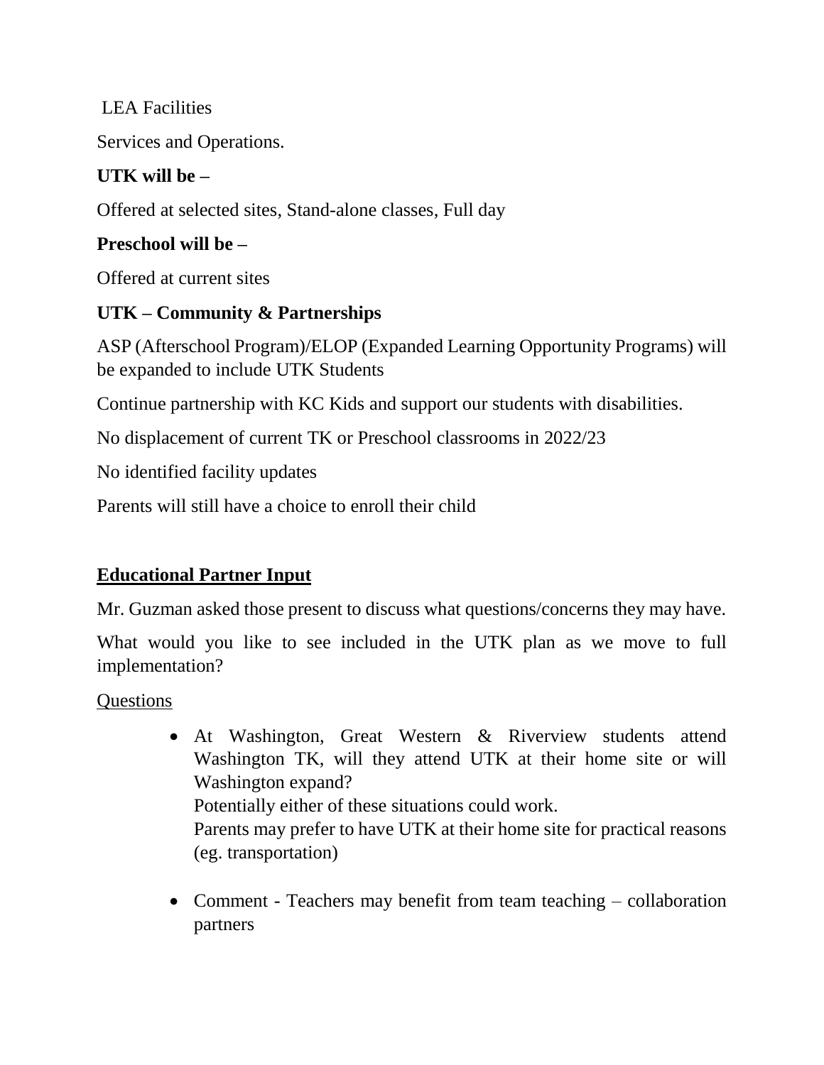LEA Facilities

Services and Operations.

**UTK will be –**

Offered at selected sites, Stand-alone classes, Full day

**Preschool will be –**

Offered at current sites

**UTK – Community & Partnerships**

ASP (Afterschool Program)/ELOP (Expanded Learning Opportunity Programs) will be expanded to include UTK Students

Continue partnership with KC Kids and support our students with disabilities.

No displacement of current TK or Preschool classrooms in 2022/23

No identified facility updates

Parents will still have a choice to enroll their child

## Educational Partner Input

Mr. Guzman asked those present to discuss what questions/concerns they may have.

What would you like to see included in the UTK plan as we move to full implementation?

Questions

- At Washington, Great Western & Riverview students attend Washington TK, will they attend UTK at their home site or will Washington expand?
  Potentially either of these situations could work.
  Parents may prefer to have UTK at their home site for practical reasons (eg. transportation)

- Comment - Teachers may benefit from team teaching – collaboration partners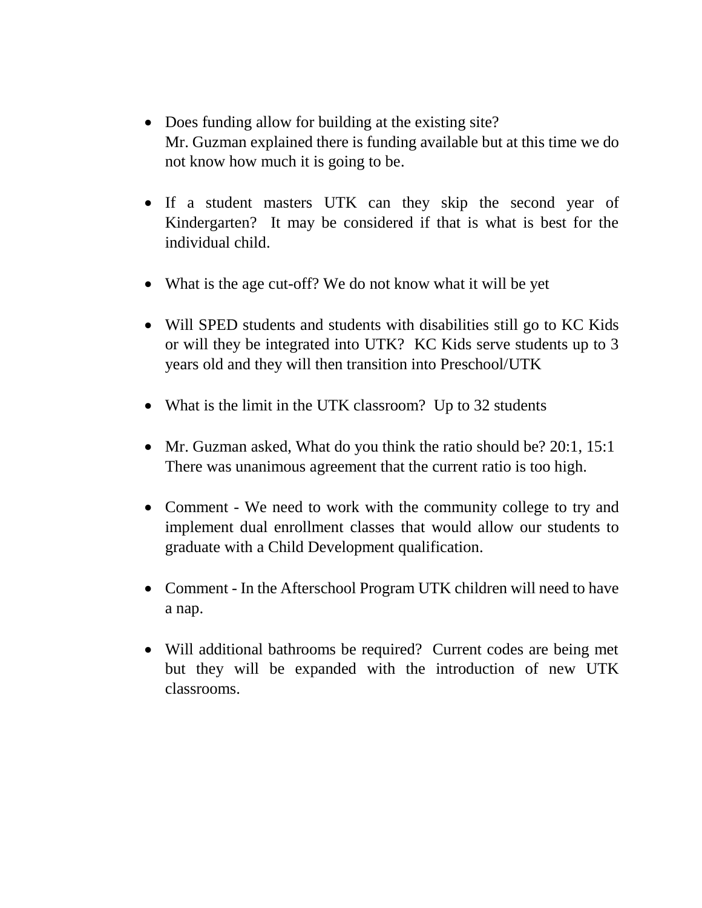- Does funding allow for building at the existing site?
  Mr. Guzman explained there is funding available but at this time we do not know how much it is going to be.

- If a student masters UTK can they skip the second year of Kindergarten? It may be considered if that is what is best for the individual child.

- What is the age cut-off? We do not know what it will be yet

- Will SPED students and students with disabilities still go to KC Kids or will they be integrated into UTK? KC Kids serve students up to 3 years old and they will then transition into Preschool/UTK

- What is the limit in the UTK classroom? Up to 32 students

- Mr. Guzman asked, What do you think the ratio should be? 20:1, 15:1
  There was unanimous agreement that the current ratio is too high.

- Comment - We need to work with the community college to try and implement dual enrollment classes that would allow our students to graduate with a Child Development qualification.

- Comment - In the Afterschool Program UTK children will need to have a nap.

- Will additional bathrooms be required? Current codes are being met but they will be expanded with the introduction of new UTK classrooms.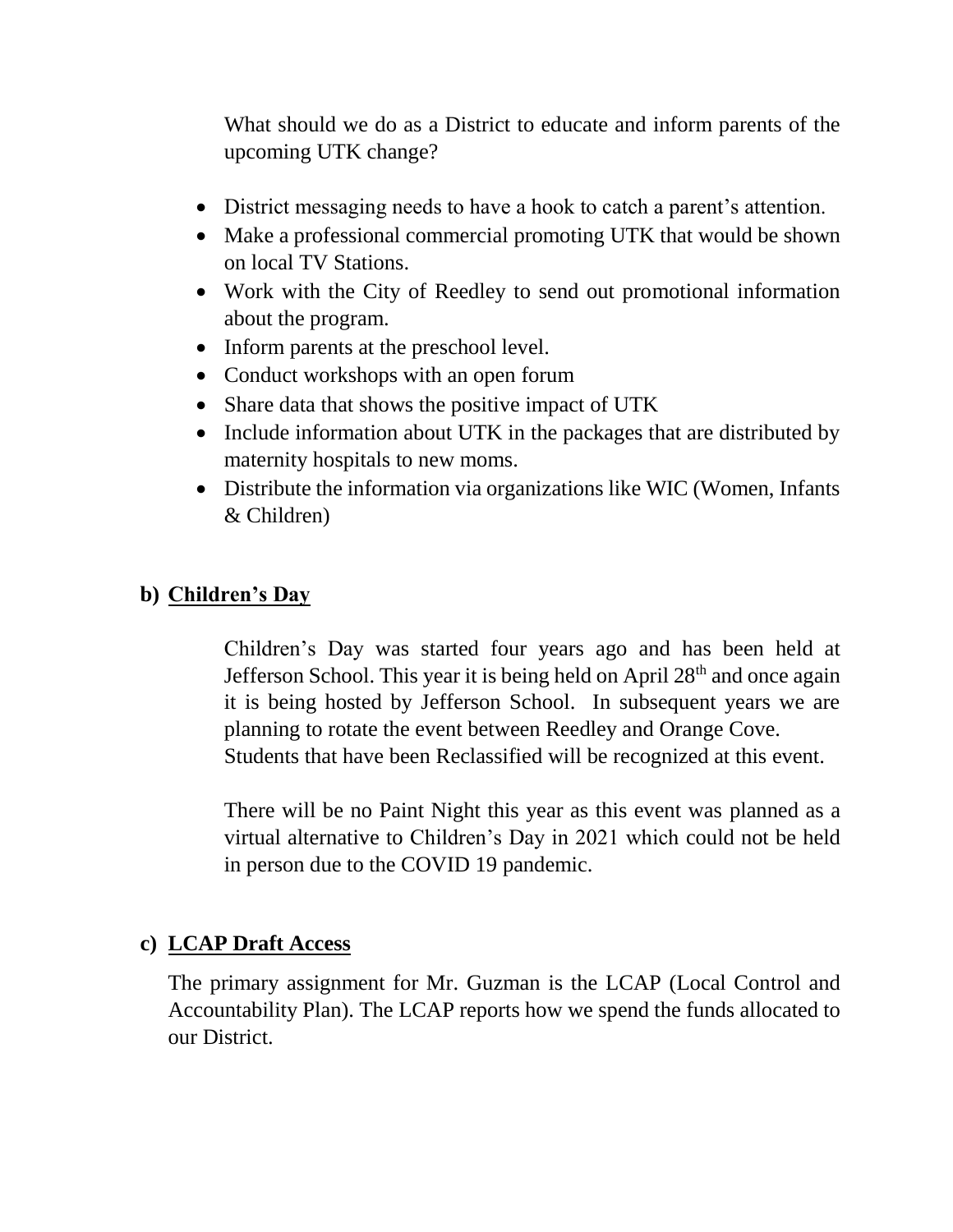What should we do as a District to educate and inform parents of the upcoming UTK change?

- District messaging needs to have a hook to catch a parent's attention.
- Make a professional commercial promoting UTK that would be shown on local TV Stations.
- Work with the City of Reedley to send out promotional information about the program.
- Inform parents at the preschool level.
- Conduct workshops with an open forum
- Share data that shows the positive impact of UTK
- Include information about UTK in the packages that are distributed by maternity hospitals to new moms.
- Distribute the information via organizations like WIC (Women, Infants & Children)

**b) Children's Day**

Children's Day was started four years ago and has been held at Jefferson School. This year it is being held on April 28th and once again it is being hosted by Jefferson School. In subsequent years we are planning to rotate the event between Reedley and Orange Cove. Students that have been Reclassified will be recognized at this event.

There will be no Paint Night this year as this event was planned as a virtual alternative to Children's Day in 2021 which could not be held in person due to the COVID 19 pandemic.

**c) LCAP Draft Access**

The primary assignment for Mr. Guzman is the LCAP (Local Control and Accountability Plan). The LCAP reports how we spend the funds allocated to our District.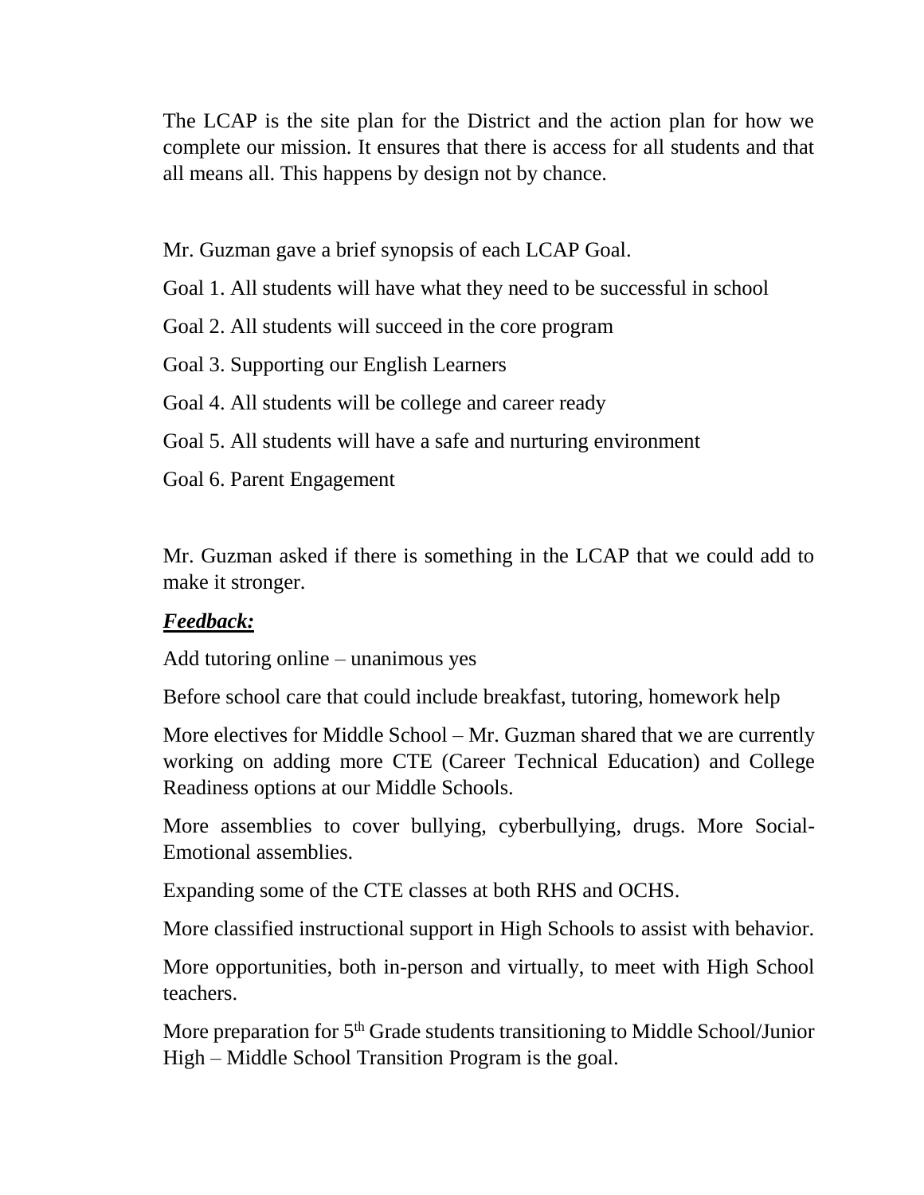The LCAP is the site plan for the District and the action plan for how we complete our mission. It ensures that there is access for all students and that all means all. This happens by design not by chance.

Mr. Guzman gave a brief synopsis of each LCAP Goal.

Goal 1. All students will have what they need to be successful in school

Goal 2. All students will succeed in the core program

Goal 3. Supporting our English Learners

Goal 4. All students will be college and career ready

Goal 5. All students will have a safe and nurturing environment

Goal 6. Parent Engagement

Mr. Guzman asked if there is something in the LCAP that we could add to make it stronger.

***<u>Feedback:</u>***

Add tutoring online – unanimous yes

Before school care that could include breakfast, tutoring, homework help

More electives for Middle School – Mr. Guzman shared that we are currently working on adding more CTE (Career Technical Education) and College Readiness options at our Middle Schools.

More assemblies to cover bullying, cyberbullying, drugs. More Social-Emotional assemblies.

Expanding some of the CTE classes at both RHS and OCHS.

More classified instructional support in High Schools to assist with behavior.

More opportunities, both in-person and virtually, to meet with High School teachers.

More preparation for 5th Grade students transitioning to Middle School/Junior High – Middle School Transition Program is the goal.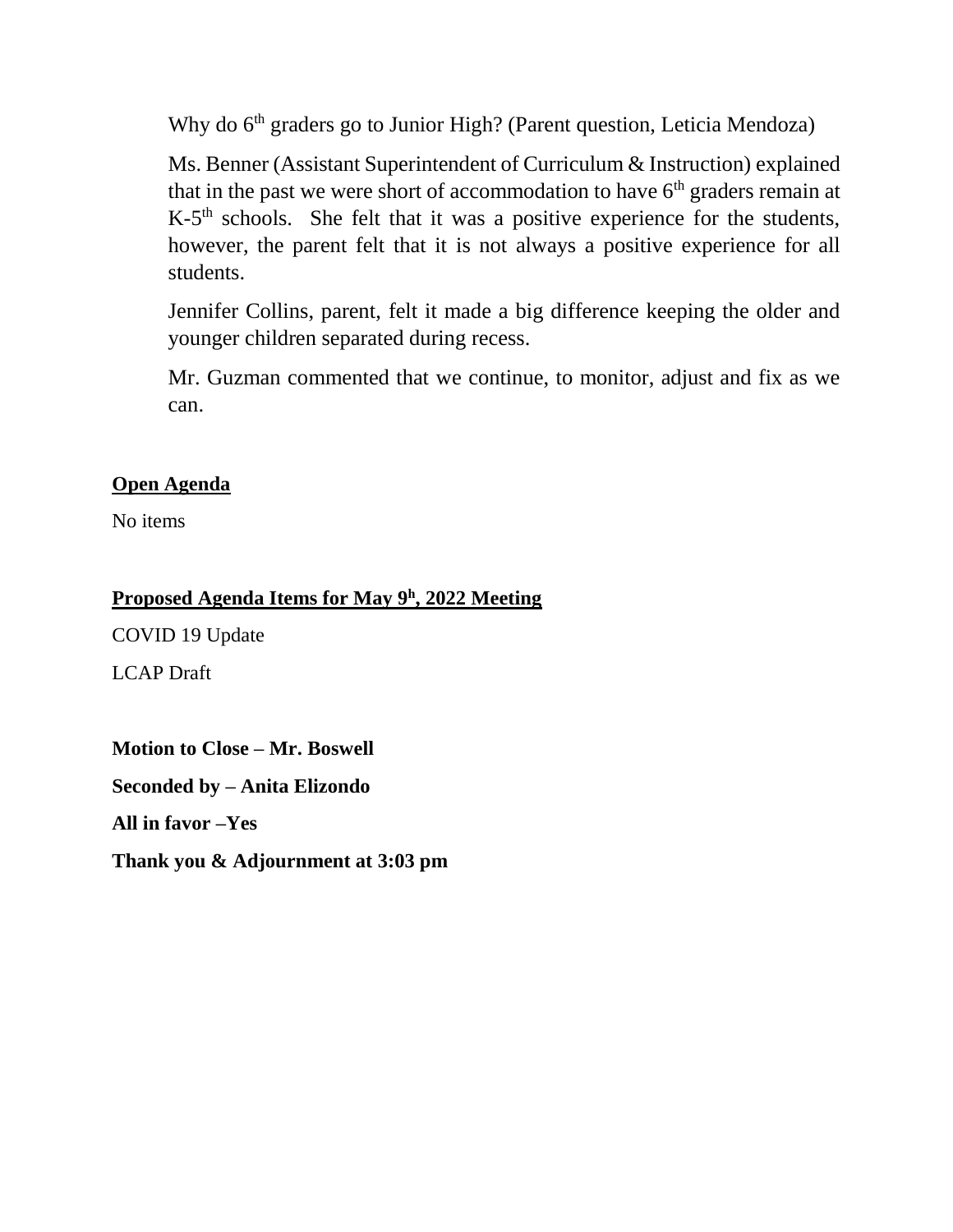Why do 6th graders go to Junior High? (Parent question, Leticia Mendoza)

Ms. Benner (Assistant Superintendent of Curriculum & Instruction) explained that in the past we were short of accommodation to have 6th graders remain at K-5th schools. She felt that it was a positive experience for the students, however, the parent felt that it is not always a positive experience for all students.

Jennifer Collins, parent, felt it made a big difference keeping the older and younger children separated during recess.

Mr. Guzman commented that we continue, to monitor, adjust and fix as we can.

**Open Agenda**

No items

**Proposed Agenda Items for May 9h, 2022 Meeting**

COVID 19 Update

LCAP Draft

**Motion to Close – Mr. Boswell**

**Seconded by – Anita Elizondo**

**All in favor –Yes**

**Thank you & Adjournment at 3:03 pm**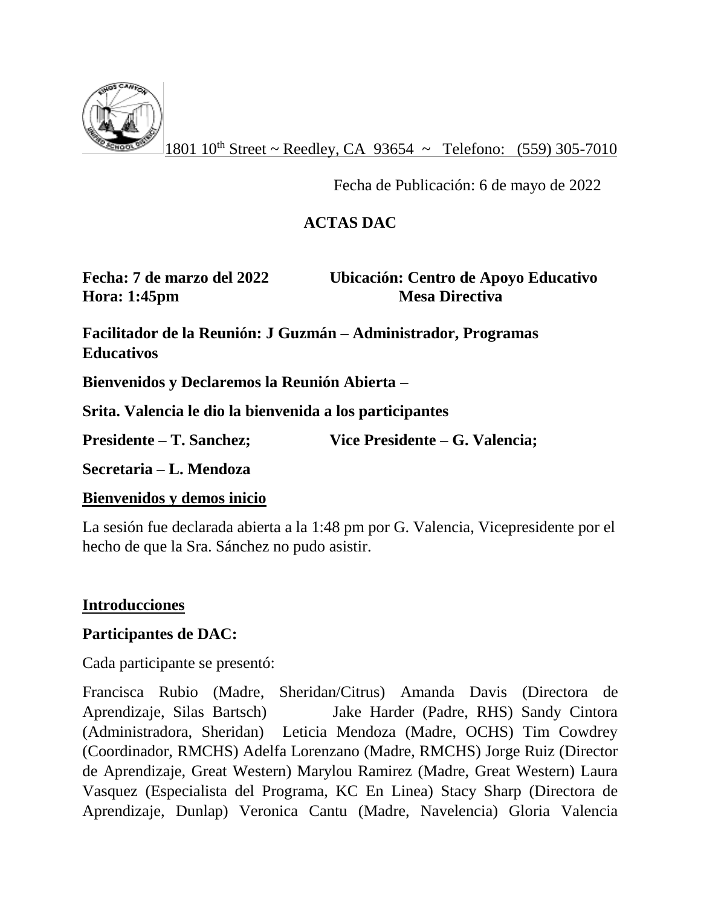1801 10th Street ~ Reedley, CA 93654 ~ Telefono: (559) 305-7010

Fecha de Publicación: 6 de mayo de 2022

**ACTAS DAC**

**Fecha: 7 de marzo del 2022** **Ubicación: Centro de Apoyo Educativo Mesa Directiva**
**Hora: 1:45pm**

**Facilitador de la Reunión: J Guzmán – Administrador, Programas Educativos**

**Bienvenidos y Declaremos la Reunión Abierta –**

**Srita. Valencia le dio la bienvenida a los participantes**

**Presidente – T. Sanchez;** **Vice Presidente – G. Valencia;**

**Secretaria – L. Mendoza**

**Bienvenidos y demos inicio**

La sesión fue declarada abierta a la 1:48 pm por G. Valencia, Vicepresidente por el hecho de que la Sra. Sánchez no pudo asistir.

**Introducciones**

**Participantes de DAC:**

Cada participante se presentó:

Francisca Rubio (Madre, Sheridan/Citrus) Amanda Davis (Directora de Aprendizaje, Silas Bartsch) Jake Harder (Padre, RHS) Sandy Cintora (Administradora, Sheridan) Leticia Mendoza (Madre, OCHS) Tim Cowdrey (Coordinador, RMCHS) Adelfa Lorenzano (Madre, RMCHS) Jorge Ruiz (Director de Aprendizaje, Great Western) Marylou Ramirez (Madre, Great Western) Laura Vasquez (Especialista del Programa, KC En Linea) Stacy Sharp (Directora de Aprendizaje, Dunlap) Veronica Cantu (Madre, Navelencia) Gloria Valencia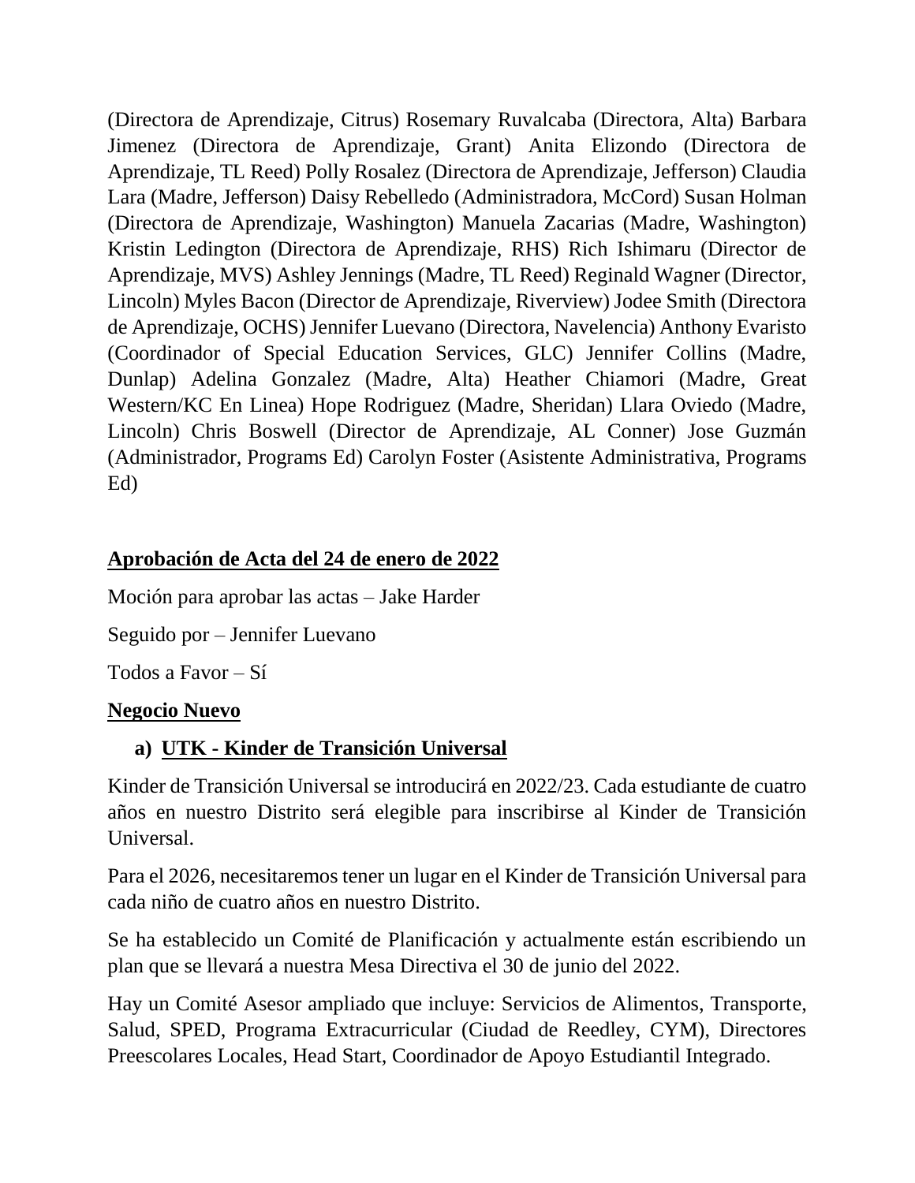(Directora de Aprendizaje, Citrus) Rosemary Ruvalcaba (Directora, Alta) Barbara Jimenez (Directora de Aprendizaje, Grant) Anita Elizondo (Directora de Aprendizaje, TL Reed) Polly Rosalez (Directora de Aprendizaje, Jefferson) Claudia Lara (Madre, Jefferson) Daisy Rebelledo (Administradora, McCord) Susan Holman (Directora de Aprendizaje, Washington) Manuela Zacarias (Madre, Washington) Kristin Ledington (Directora de Aprendizaje, RHS) Rich Ishimaru (Director de Aprendizaje, MVS) Ashley Jennings (Madre, TL Reed) Reginald Wagner (Director, Lincoln) Myles Bacon (Director de Aprendizaje, Riverview) Jodee Smith (Directora de Aprendizaje, OCHS) Jennifer Luevano (Directora, Navelencia) Anthony Evaristo (Coordinador of Special Education Services, GLC) Jennifer Collins (Madre, Dunlap) Adelina Gonzalez (Madre, Alta) Heather Chiamori (Madre, Great Western/KC En Linea) Hope Rodriguez (Madre, Sheridan) Llara Oviedo (Madre, Lincoln) Chris Boswell (Director de Aprendizaje, AL Conner) Jose Guzmán (Administrador, Programs Ed) Carolyn Foster (Asistente Administrativa, Programs Ed)

**Aprobación de Acta del 24 de enero de 2022**

Moción para aprobar las actas – Jake Harder

Seguido por – Jennifer Luevano

Todos a Favor – Sí

**Negocio Nuevo**

**a) UTK - Kinder de Transición Universal**

Kinder de Transición Universal se introducirá en 2022/23. Cada estudiante de cuatro años en nuestro Distrito será elegible para inscribirse al Kinder de Transición Universal.

Para el 2026, necesitaremos tener un lugar en el Kinder de Transición Universal para cada niño de cuatro años en nuestro Distrito.

Se ha establecido un Comité de Planificación y actualmente están escribiendo un plan que se llevará a nuestra Mesa Directiva el 30 de junio del 2022.

Hay un Comité Asesor ampliado que incluye: Servicios de Alimentos, Transporte, Salud, SPED, Programa Extracurricular (Ciudad de Reedley, CYM), Directores Preescolares Locales, Head Start, Coordinador de Apoyo Estudiantil Integrado.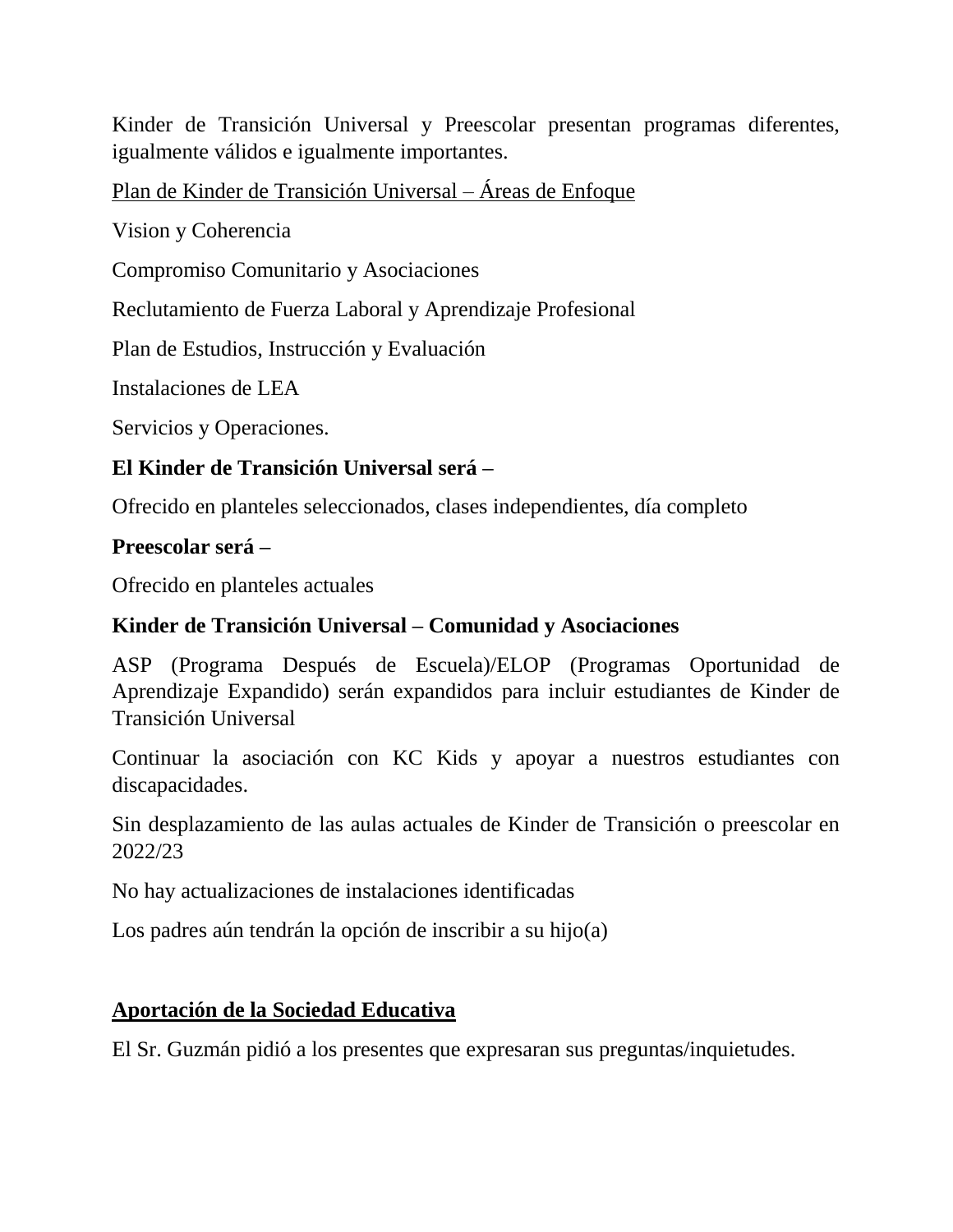Kinder de Transición Universal y Preescolar presentan programas diferentes, igualmente válidos e igualmente importantes.

<u>Plan de Kinder de Transición Universal – Áreas de Enfoque</u>

Vision y Coherencia

Compromiso Comunitario y Asociaciones

Reclutamiento de Fuerza Laboral y Aprendizaje Profesional

Plan de Estudios, Instrucción y Evaluación

Instalaciones de LEA

Servicios y Operaciones.

**El Kinder de Transición Universal será –**

Ofrecido en planteles seleccionados, clases independientes, día completo

**Preescolar será –**

Ofrecido en planteles actuales

**Kinder de Transición Universal – Comunidad y Asociaciones**

ASP (Programa Después de Escuela)/ELOP (Programas Oportunidad de Aprendizaje Expandido) serán expandidos para incluir estudiantes de Kinder de Transición Universal

Continuar la asociación con KC Kids y apoyar a nuestros estudiantes con discapacidades.

Sin desplazamiento de las aulas actuales de Kinder de Transición o preescolar en 2022/23

No hay actualizaciones de instalaciones identificadas

Los padres aún tendrán la opción de inscribir a su hijo(a)

## Aportación de la Sociedad Educativa

El Sr. Guzmán pidió a los presentes que expresaran sus preguntas/inquietudes.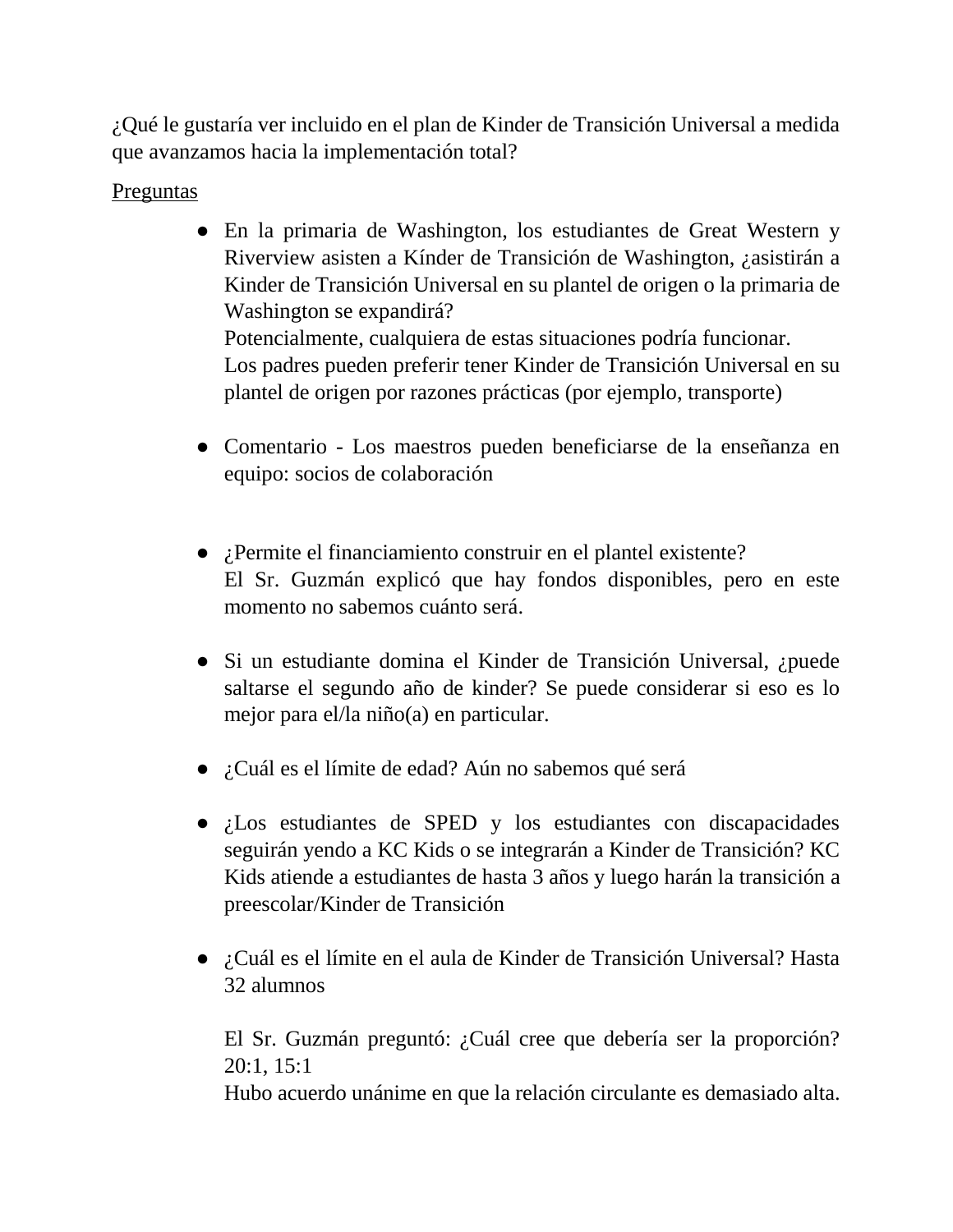¿Qué le gustaría ver incluido en el plan de Kinder de Transición Universal a medida que avanzamos hacia la implementación total?

Preguntas

- En la primaria de Washington, los estudiantes de Great Western y Riverview asisten a Kínder de Transición de Washington, ¿asistirán a Kinder de Transición Universal en su plantel de origen o la primaria de Washington se expandirá?
  Potencialmente, cualquiera de estas situaciones podría funcionar.
  Los padres pueden preferir tener Kinder de Transición Universal en su plantel de origen por razones prácticas (por ejemplo, transporte)

- Comentario - Los maestros pueden beneficiarse de la enseñanza en equipo: socios de colaboración

- ¿Permite el financiamiento construir en el plantel existente?
  El Sr. Guzmán explicó que hay fondos disponibles, pero en este momento no sabemos cuánto será.

- Si un estudiante domina el Kinder de Transición Universal, ¿puede saltarse el segundo año de kinder? Se puede considerar si eso es lo mejor para el/la niño(a) en particular.

- ¿Cuál es el límite de edad? Aún no sabemos qué será

- ¿Los estudiantes de SPED y los estudiantes con discapacidades seguirán yendo a KC Kids o se integrarán a Kinder de Transición? KC Kids atiende a estudiantes de hasta 3 años y luego harán la transición a preescolar/Kinder de Transición

- ¿Cuál es el límite en el aula de Kinder de Transición Universal? Hasta 32 alumnos

  El Sr. Guzmán preguntó: ¿Cuál cree que debería ser la proporción? 20:1, 15:1
  Hubo acuerdo unánime en que la relación circulante es demasiado alta.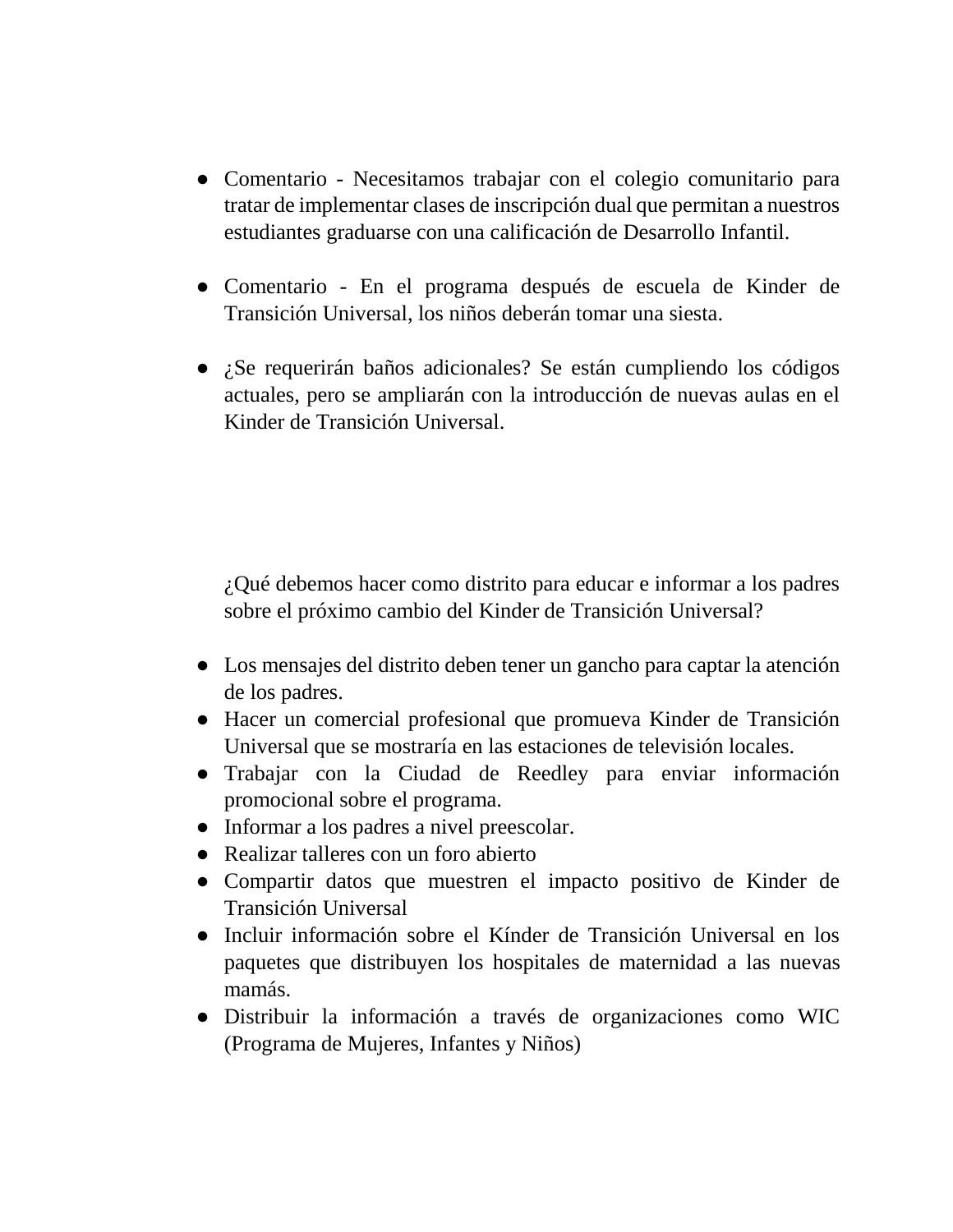- Comentario - Necesitamos trabajar con el colegio comunitario para tratar de implementar clases de inscripción dual que permitan a nuestros estudiantes graduarse con una calificación de Desarrollo Infantil.

- Comentario - En el programa después de escuela de Kinder de Transición Universal, los niños deberán tomar una siesta.

- ¿Se requerirán baños adicionales? Se están cumpliendo los códigos actuales, pero se ampliarán con la introducción de nuevas aulas en el Kinder de Transición Universal.

¿Qué debemos hacer como distrito para educar e informar a los padres sobre el próximo cambio del Kinder de Transición Universal?

- Los mensajes del distrito deben tener un gancho para captar la atención de los padres.
- Hacer un comercial profesional que promueva Kinder de Transición Universal que se mostraría en las estaciones de televisión locales.
- Trabajar con la Ciudad de Reedley para enviar información promocional sobre el programa.
- Informar a los padres a nivel preescolar.
- Realizar talleres con un foro abierto
- Compartir datos que muestren el impacto positivo de Kinder de Transición Universal
- Incluir información sobre el Kínder de Transición Universal en los paquetes que distribuyen los hospitales de maternidad a las nuevas mamás.
- Distribuir la información a través de organizaciones como WIC (Programa de Mujeres, Infantes y Niños)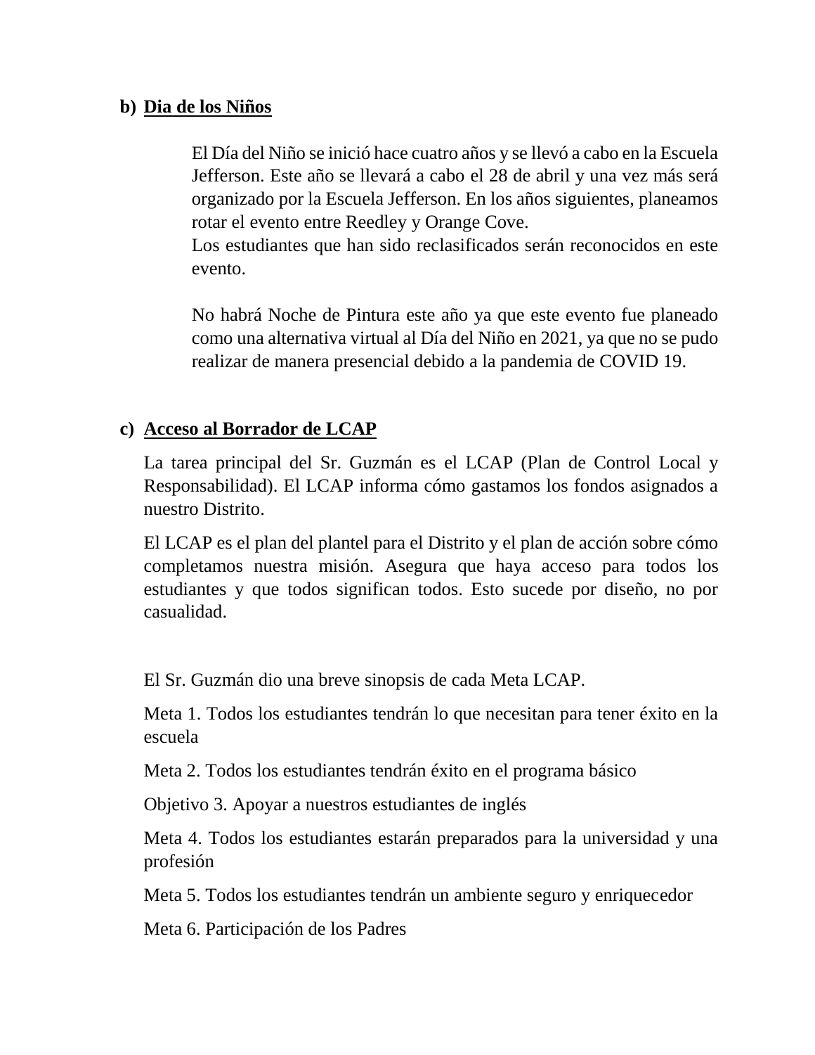**b) Dia de los Niños**

El Día del Niño se inició hace cuatro años y se llevó a cabo en la Escuela Jefferson. Este año se llevará a cabo el 28 de abril y una vez más será organizado por la Escuela Jefferson. En los años siguientes, planeamos rotar el evento entre Reedley y Orange Cove.
Los estudiantes que han sido reclasificados serán reconocidos en este evento.

No habrá Noche de Pintura este año ya que este evento fue planeado como una alternativa virtual al Día del Niño en 2021, ya que no se pudo realizar de manera presencial debido a la pandemia de COVID 19.

**c) Acceso al Borrador de LCAP**

La tarea principal del Sr. Guzmán es el LCAP (Plan de Control Local y Responsabilidad). El LCAP informa cómo gastamos los fondos asignados a nuestro Distrito.

El LCAP es el plan del plantel para el Distrito y el plan de acción sobre cómo completamos nuestra misión. Asegura que haya acceso para todos los estudiantes y que todos significan todos. Esto sucede por diseño, no por casualidad.

El Sr. Guzmán dio una breve sinopsis de cada Meta LCAP.

Meta 1. Todos los estudiantes tendrán lo que necesitan para tener éxito en la escuela

Meta 2. Todos los estudiantes tendrán éxito en el programa básico

Objetivo 3. Apoyar a nuestros estudiantes de inglés

Meta 4. Todos los estudiantes estarán preparados para la universidad y una profesión

Meta 5. Todos los estudiantes tendrán un ambiente seguro y enriquecedor

Meta 6. Participación de los Padres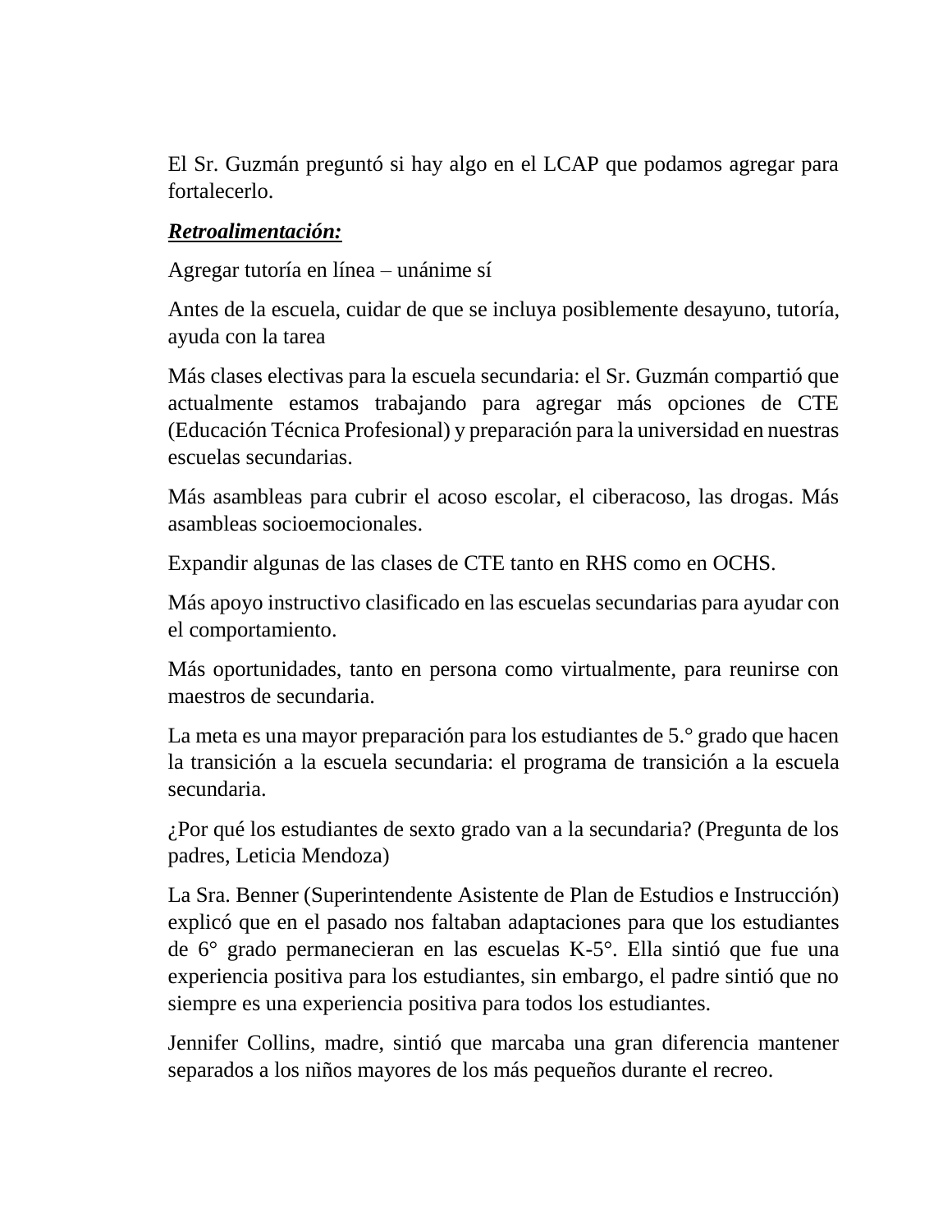El Sr. Guzmán preguntó si hay algo en el LCAP que podamos agregar para fortalecerlo.

***Retroalimentación:***

Agregar tutoría en línea – unánime sí

Antes de la escuela, cuidar de que se incluya posiblemente desayuno, tutoría, ayuda con la tarea

Más clases electivas para la escuela secundaria: el Sr. Guzmán compartió que actualmente estamos trabajando para agregar más opciones de CTE (Educación Técnica Profesional) y preparación para la universidad en nuestras escuelas secundarias.

Más asambleas para cubrir el acoso escolar, el ciberacoso, las drogas. Más asambleas socioemocionales.

Expandir algunas de las clases de CTE tanto en RHS como en OCHS.

Más apoyo instructivo clasificado en las escuelas secundarias para ayudar con el comportamiento.

Más oportunidades, tanto en persona como virtualmente, para reunirse con maestros de secundaria.

La meta es una mayor preparación para los estudiantes de 5.° grado que hacen la transición a la escuela secundaria: el programa de transición a la escuela secundaria.

¿Por qué los estudiantes de sexto grado van a la secundaria? (Pregunta de los padres, Leticia Mendoza)

La Sra. Benner (Superintendente Asistente de Plan de Estudios e Instrucción) explicó que en el pasado nos faltaban adaptaciones para que los estudiantes de 6° grado permanecieran en las escuelas K-5°. Ella sintió que fue una experiencia positiva para los estudiantes, sin embargo, el padre sintió que no siempre es una experiencia positiva para todos los estudiantes.

Jennifer Collins, madre, sintió que marcaba una gran diferencia mantener separados a los niños mayores de los más pequeños durante el recreo.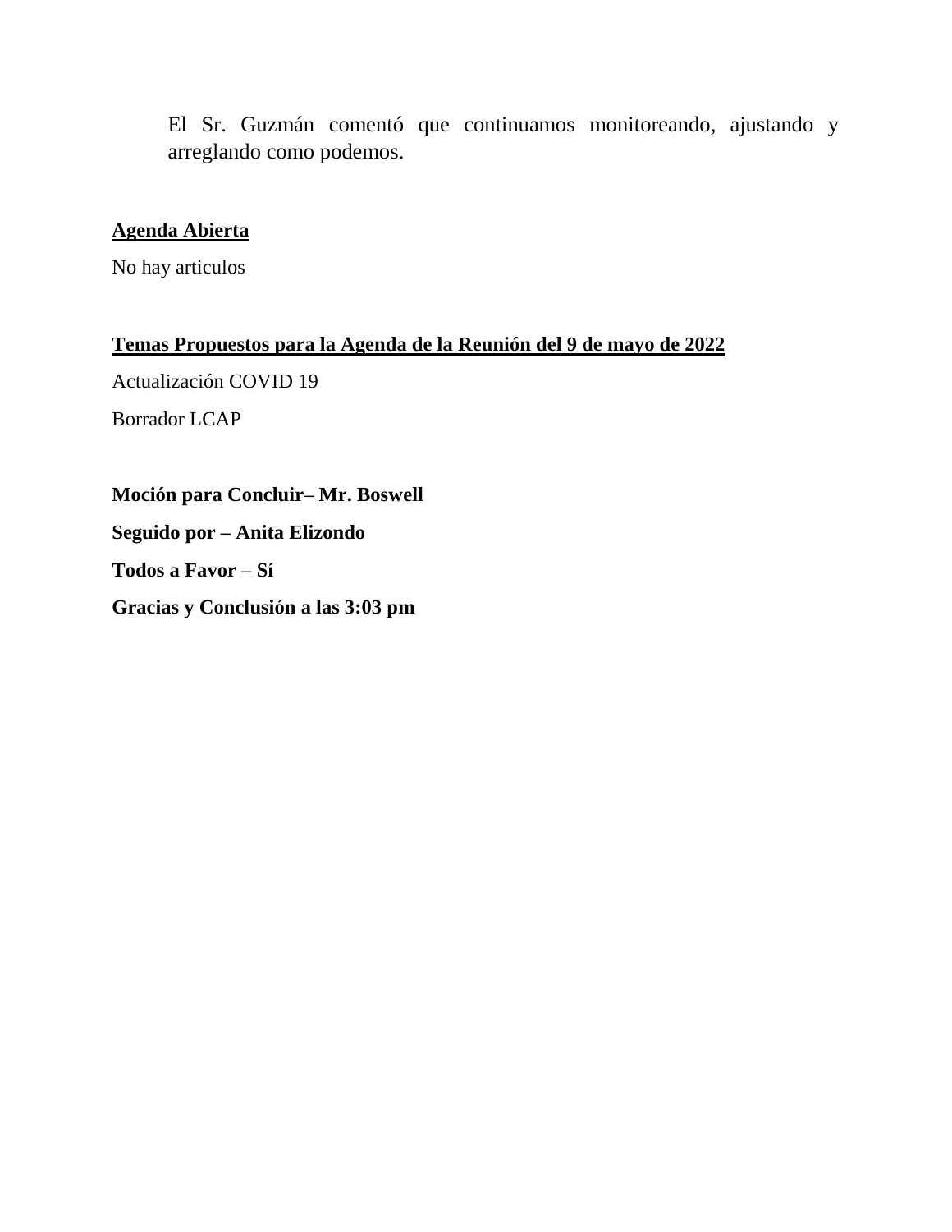El Sr. Guzmán comentó que continuamos monitoreando, ajustando y arreglando como podemos.

**Agenda Abierta**

No hay articulos

**Temas Propuestos para la Agenda de la Reunión del 9 de mayo de 2022**

Actualización COVID 19

Borrador LCAP

**Moción para Concluir– Mr. Boswell**

**Seguido por – Anita Elizondo**

**Todos a Favor – Sí**

**Gracias y Conclusión a las 3:03 pm**